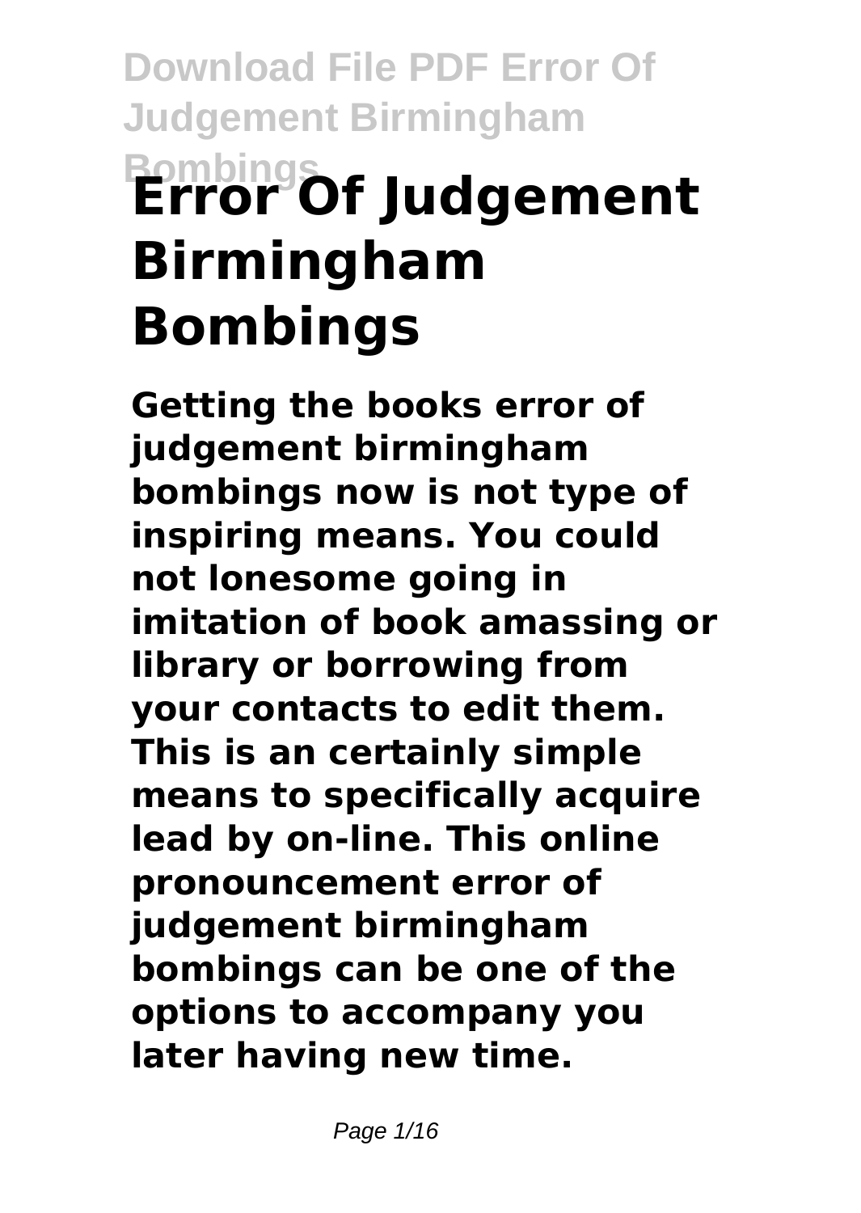# Error Of Judgement Birmingham Bombings

**Getting the books error of judgement birmingham bombings now is not type of inspiring means. You could not lonesome going in imitation of book amassing or library or borrowing from your contacts to edit them. This is an certainly simple means to specifically acquire lead by on-line. This online pronouncement error of judgement birmingham bombings can be one of the options to accompany you later having new time.**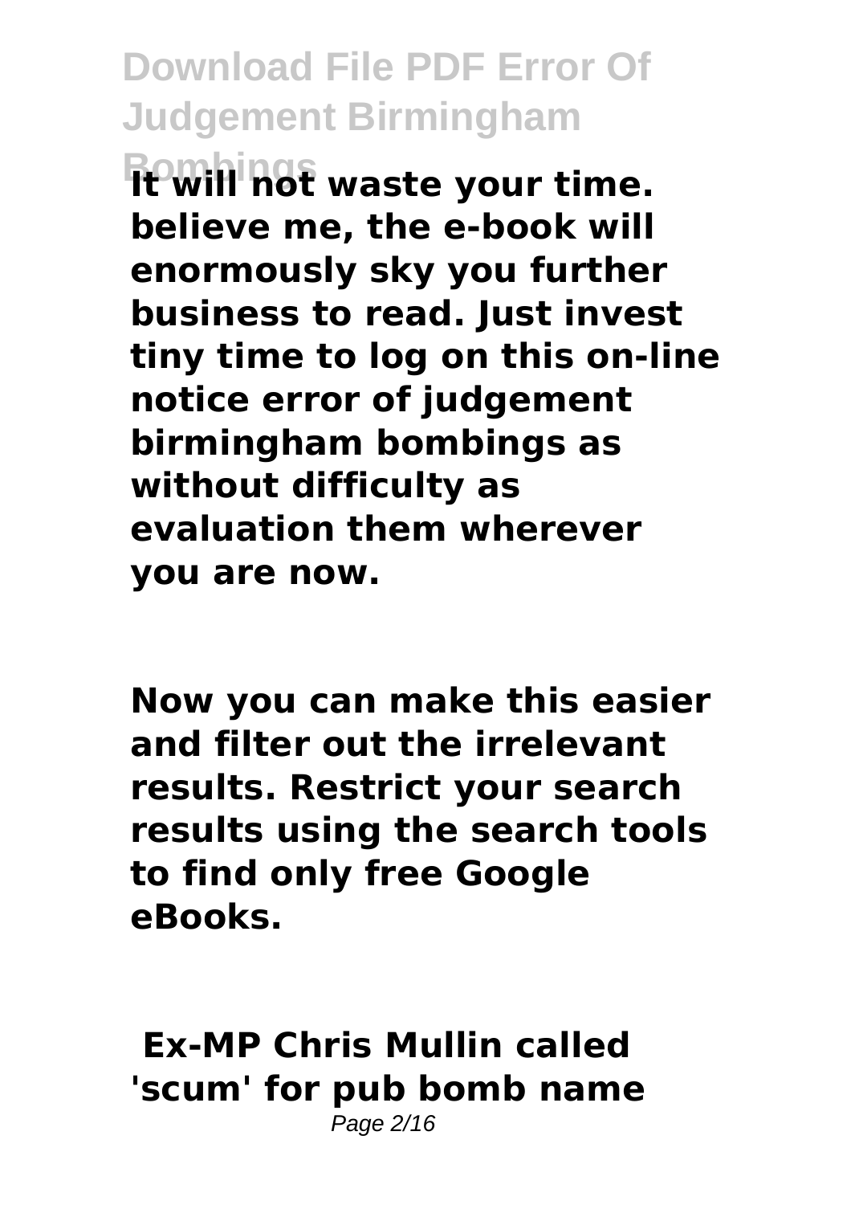**It will not waste your time. believe me, the e-book will enormously sky you further business to read. Just invest tiny time to log on this on-line notice error of judgement birmingham bombings as without difficulty as evaluation them wherever you are now.**

**Now you can make this easier and filter out the irrelevant results. Restrict your search results using the search tools to find only free Google eBooks.**

## Ex-MP Chris Mullin called 'scum' for pub bomb name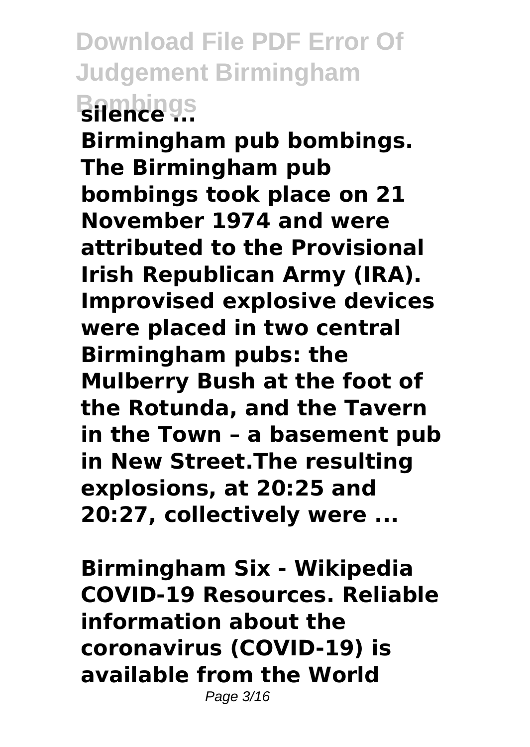**silence ...**

**Birmingham pub bombings. The Birmingham pub bombings took place on 21 November 1974 and were attributed to the Provisional Irish Republican Army (IRA). Improvised explosive devices were placed in two central Birmingham pubs: the Mulberry Bush at the foot of the Rotunda, and the Tavern in the Town – a basement pub in New Street.The resulting explosions, at 20:25 and 20:27, collectively were ...**

**Birmingham Six - Wikipedia COVID-19 Resources. Reliable information about the coronavirus (COVID-19) is available from the World**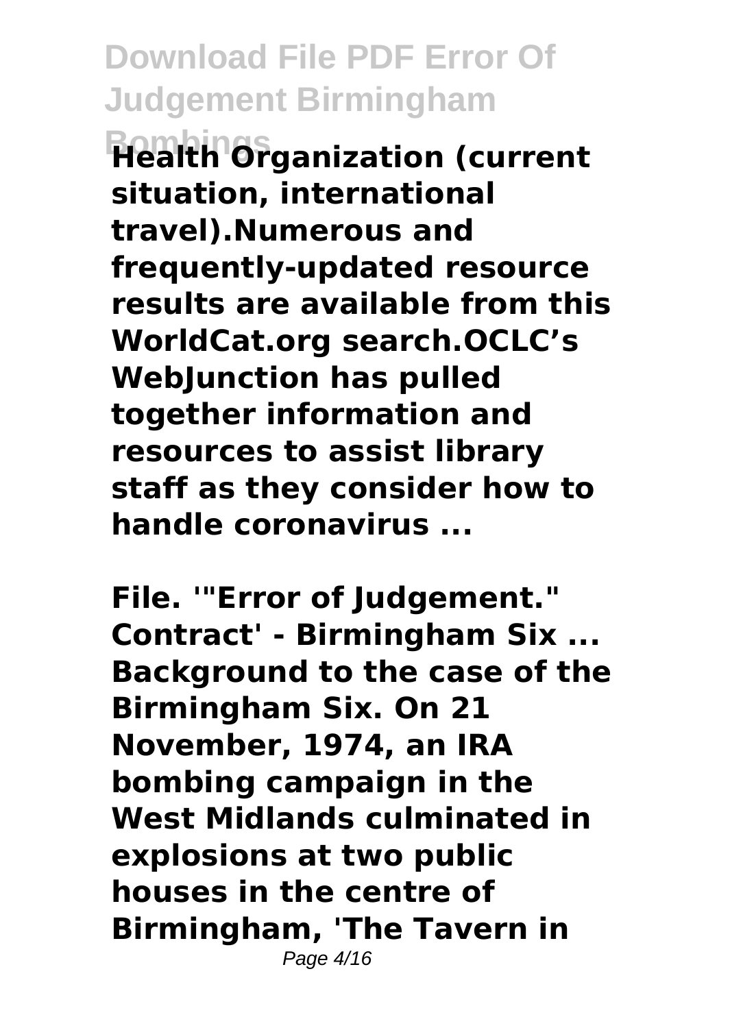**Health Organization (current situation, international travel).Numerous and frequently-updated resource results are available from this WorldCat.org search.OCLC's WebJunction has pulled together information and resources to assist library staff as they consider how to handle coronavirus ...**

**File. '"Error of Judgement." Contract' - Birmingham Six ...**
**Background to the case of the Birmingham Six. On 21 November, 1974, an IRA bombing campaign in the West Midlands culminated in explosions at two public houses in the centre of Birmingham, 'The Tavern in**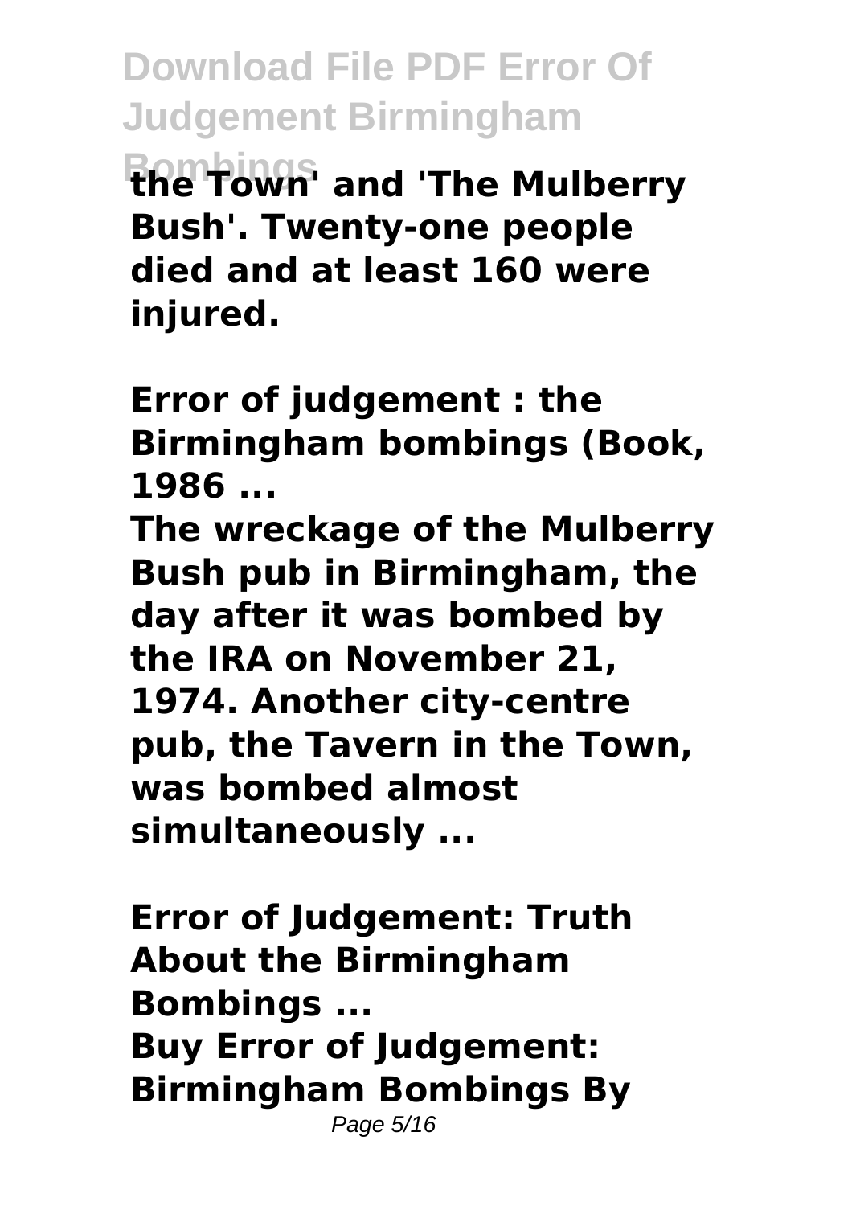the Town' and 'The Mulberry Bush'. Twenty-one people died and at least 160 were injured.

**Error of judgement : the Birmingham bombings (Book, 1986 ...**

The wreckage of the Mulberry Bush pub in Birmingham, the day after it was bombed by the IRA on November 21, 1974. Another city-centre pub, the Tavern in the Town, was bombed almost simultaneously ...

**Error of Judgement: Truth About the Birmingham Bombings ...**

Buy Error of Judgement: Birmingham Bombings By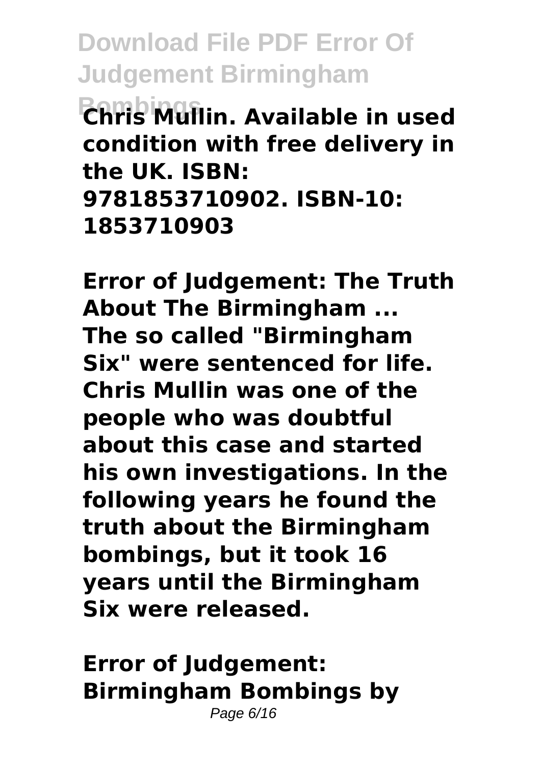**Chris Mullin. Available in used condition with free delivery in the UK. ISBN: 9781853710902. ISBN-10: 1853710903**

**Error of Judgement: The Truth About The Birmingham ...**
**The so called "Birmingham Six" were sentenced for life. Chris Mullin was one of the people who was doubtful about this case and started his own investigations. In the following years he found the truth about the Birmingham bombings, but it took 16 years until the Birmingham Six were released.**

**Error of Judgement: Birmingham Bombings by**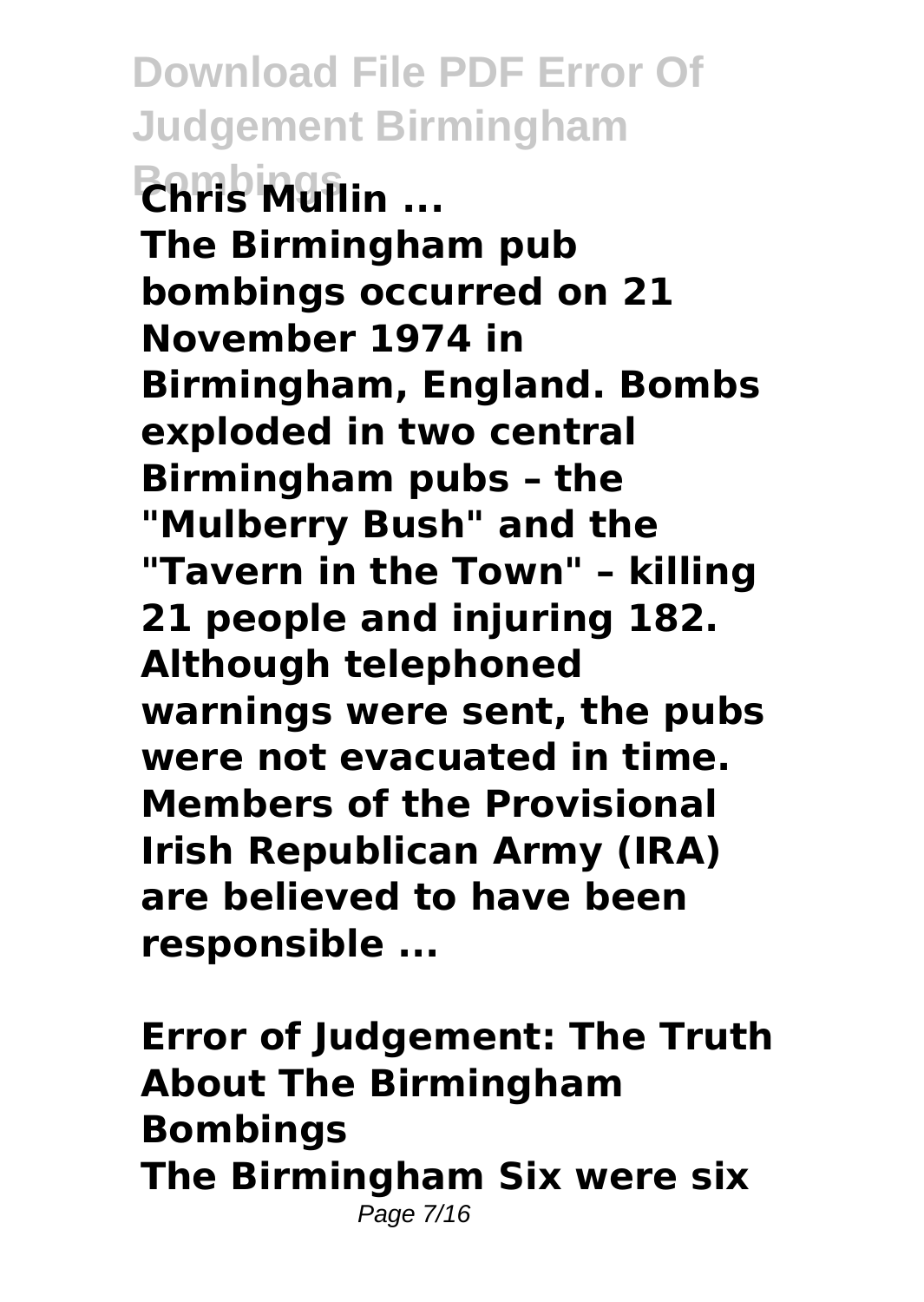**Chris Mullin ...**

**The Birmingham pub bombings occurred on 21 November 1974 in Birmingham, England. Bombs exploded in two central Birmingham pubs – the "Mulberry Bush" and the "Tavern in the Town" – killing 21 people and injuring 182. Although telephoned warnings were sent, the pubs were not evacuated in time. Members of the Provisional Irish Republican Army (IRA) are believed to have been responsible ...**

**Error of Judgement: The Truth About The Birmingham Bombings**

**The Birmingham Six were six**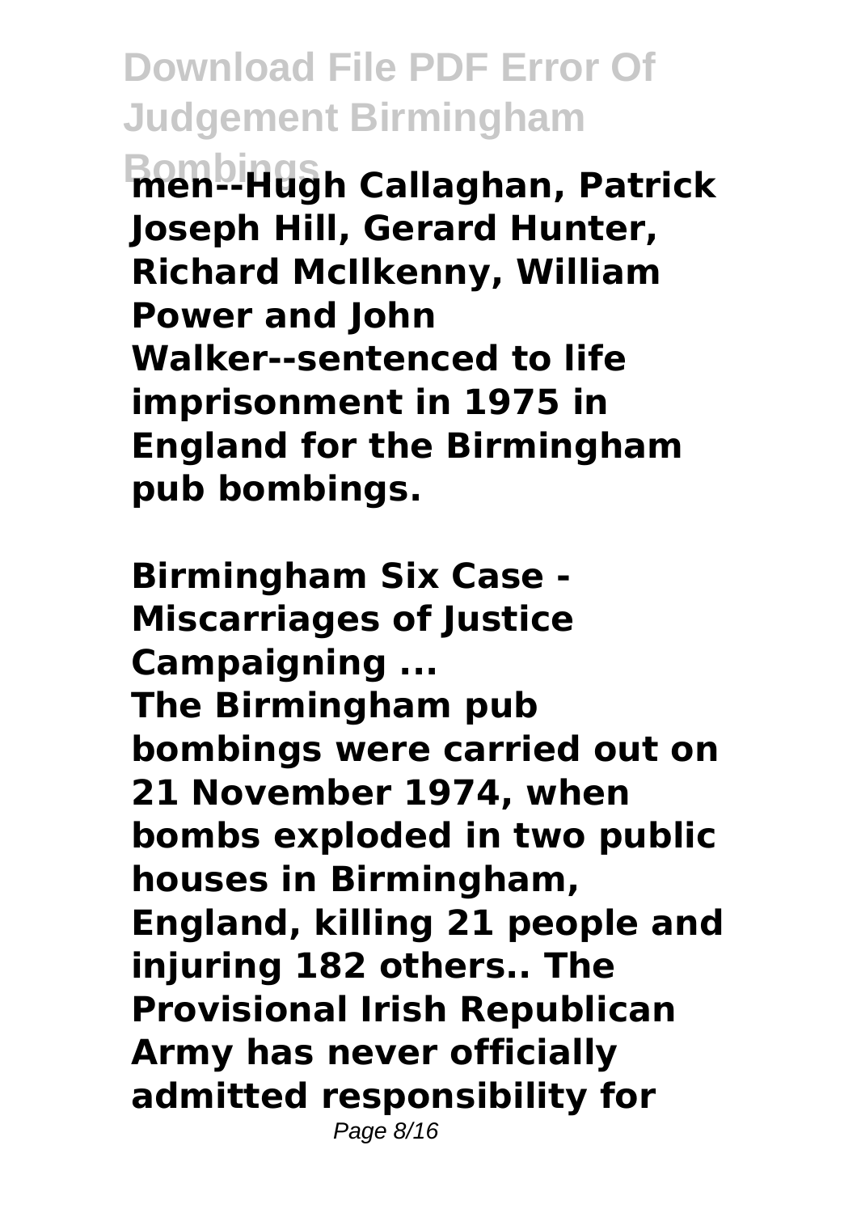**men--Hugh Callaghan, Patrick Joseph Hill, Gerard Hunter, Richard McIlkenny, William Power and John Walker--sentenced to life imprisonment in 1975 in England for the Birmingham pub bombings.**

**Birmingham Six Case - Miscarriages of Justice Campaigning ...**

**The Birmingham pub bombings were carried out on 21 November 1974, when bombs exploded in two public houses in Birmingham, England, killing 21 people and injuring 182 others.. The Provisional Irish Republican Army has never officially admitted responsibility for**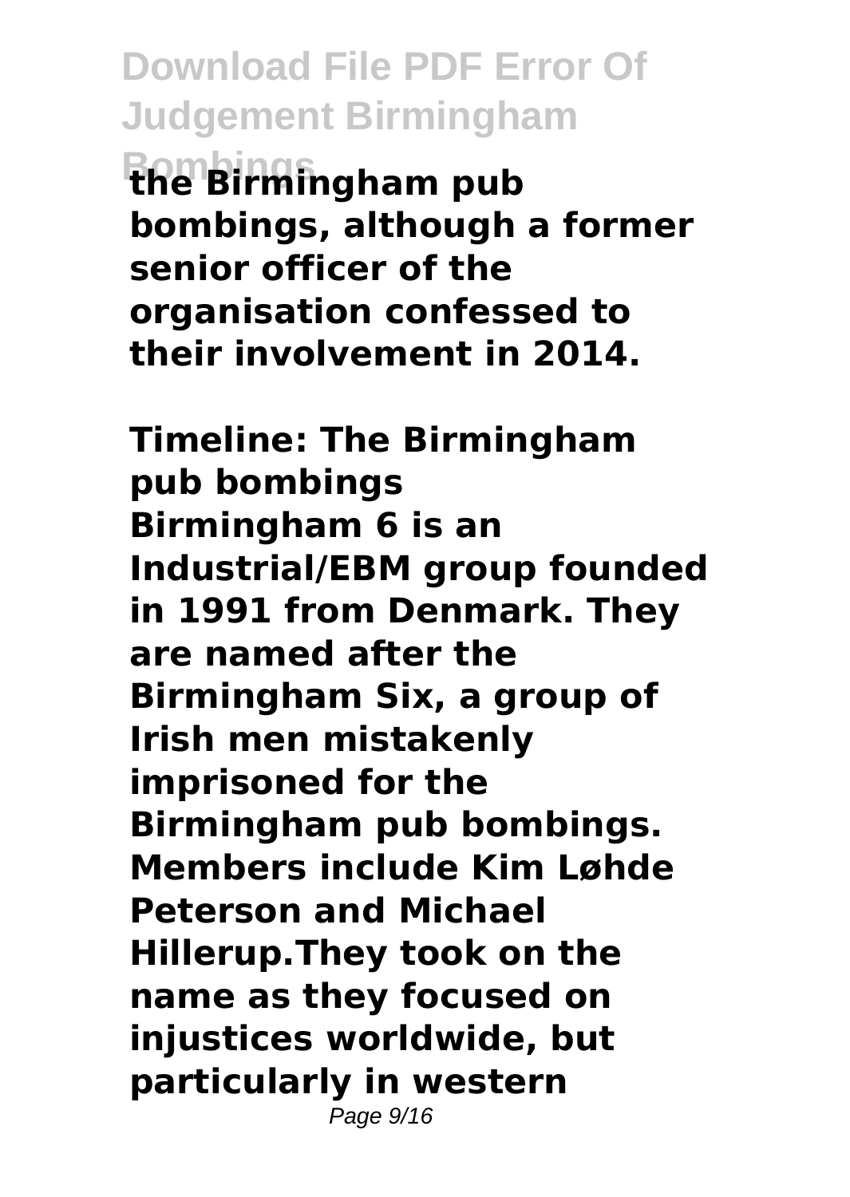**the Birmingham pub bombings, although a former senior officer of the organisation confessed to their involvement in 2014.**

**Timeline: The Birmingham pub bombings**

**Birmingham 6 is an Industrial/EBM group founded in 1991 from Denmark. They are named after the Birmingham Six, a group of Irish men mistakenly imprisoned for the Birmingham pub bombings. Members include Kim Løhde Peterson and Michael Hillerup.They took on the name as they focused on injustices worldwide, but particularly in western**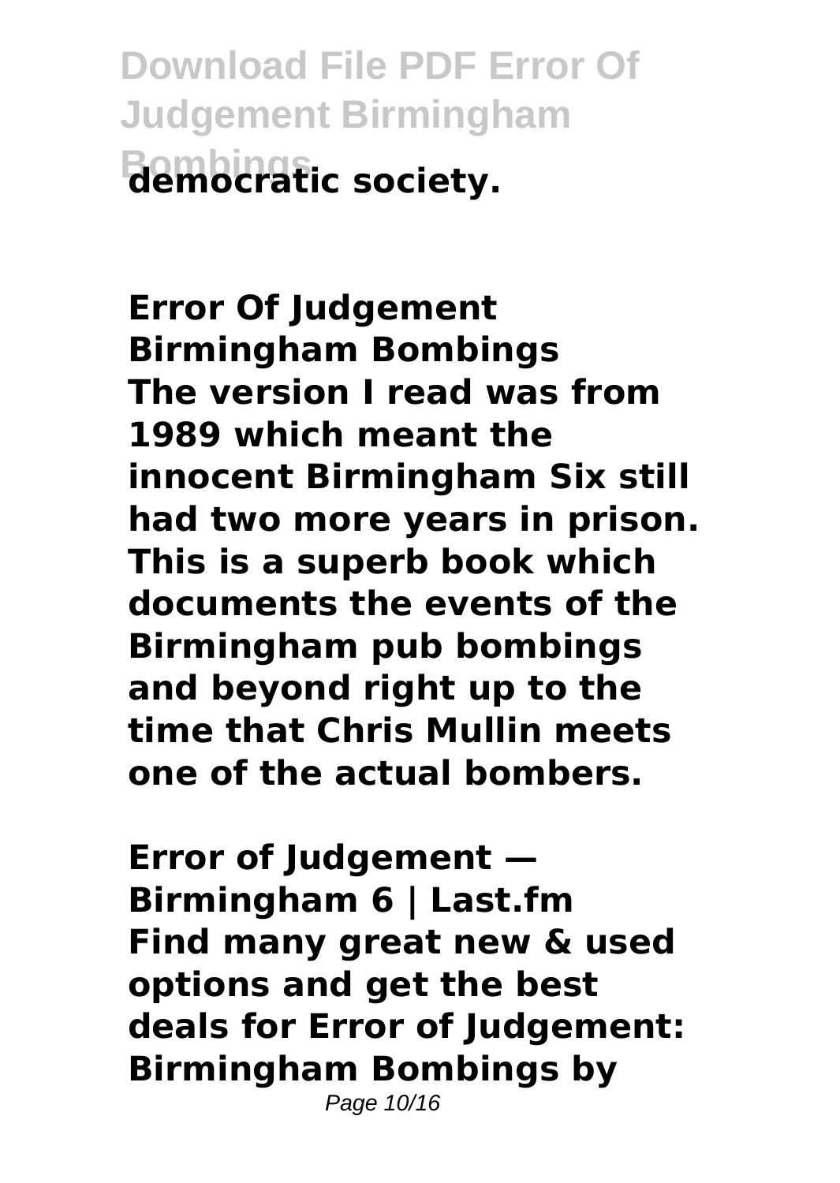democratic society.

**Error Of Judgement Birmingham Bombings**
**The version I read was from 1989 which meant the innocent Birmingham Six still had two more years in prison. This is a superb book which documents the events of the Birmingham pub bombings and beyond right up to the time that Chris Mullin meets one of the actual bombers.**

**Error of Judgement — Birmingham 6 | Last.fm**
**Find many great new & used options and get the best deals for Error of Judgement: Birmingham Bombings by**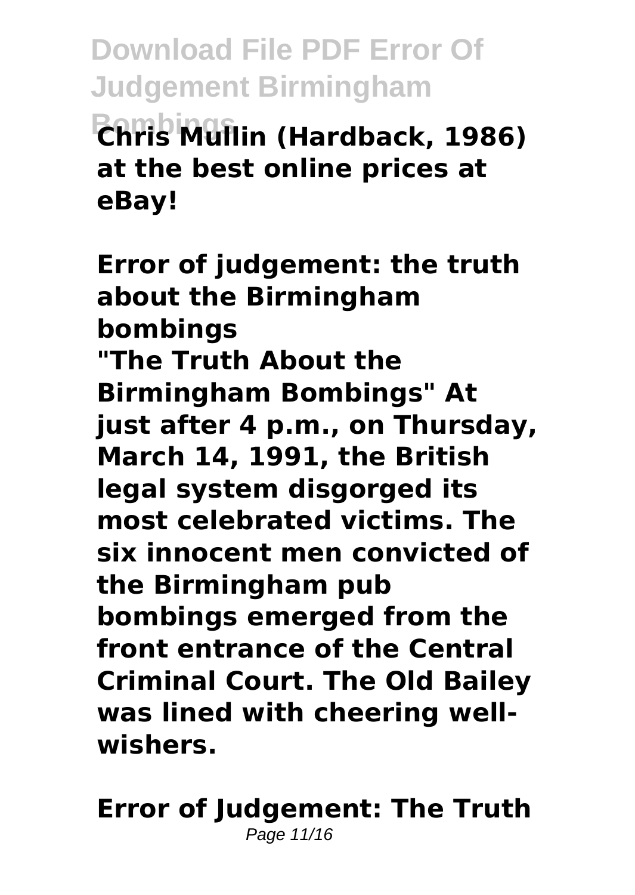**Chris Mullin (Hardback, 1986) at the best online prices at eBay!**

**Error of judgement: the truth about the Birmingham bombings**

**"The Truth About the Birmingham Bombings" At just after 4 p.m., on Thursday, March 14, 1991, the British legal system disgorged its most celebrated victims. The six innocent men convicted of the Birmingham pub bombings emerged from the front entrance of the Central Criminal Court. The Old Bailey was lined with cheering well-wishers.**

**Error of Judgement: The Truth**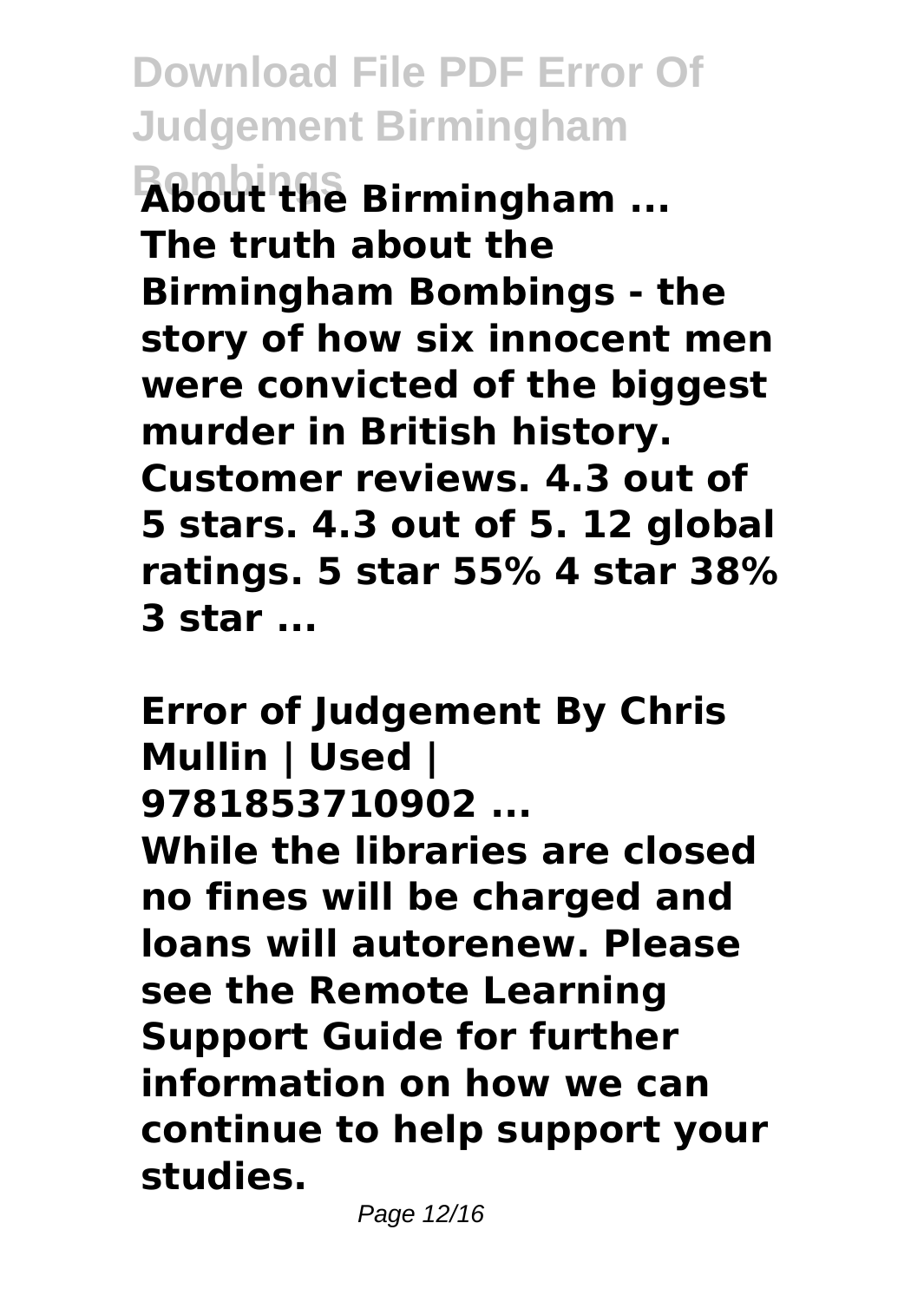**About the Birmingham ... The truth about the Birmingham Bombings - the story of how six innocent men were convicted of the biggest murder in British history. Customer reviews. 4.3 out of 5 stars. 4.3 out of 5. 12 global ratings. 5 star 55% 4 star 38% 3 star ...**

**Error of Judgement By Chris Mullin | Used | 9781853710902 ...**

**While the libraries are closed no fines will be charged and loans will autorenew. Please see the Remote Learning Support Guide for further information on how we can continue to help support your studies.**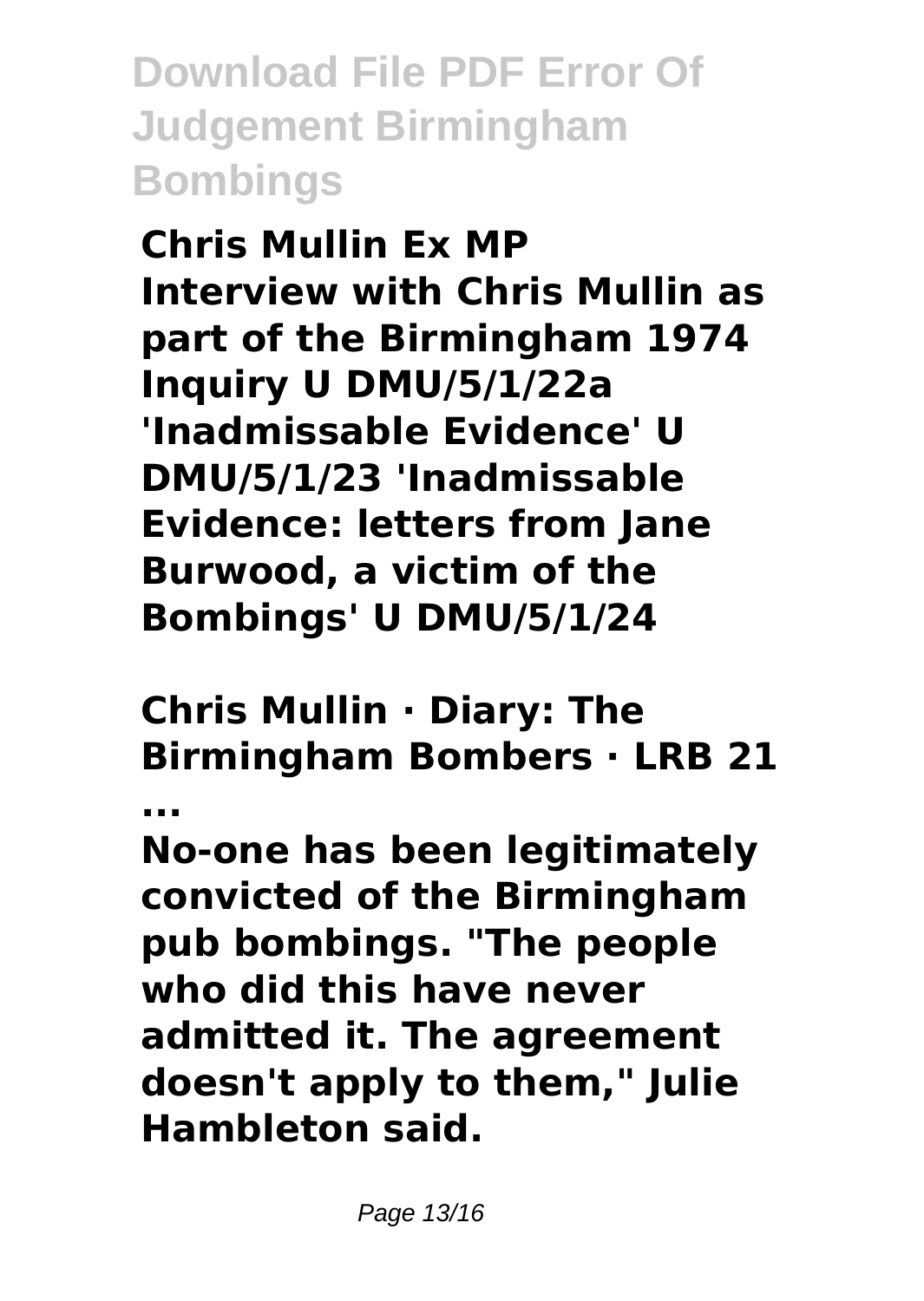**Chris Mullin Ex MP Interview with Chris Mullin as part of the Birmingham 1974 Inquiry U DMU/5/1/22a 'Inadmissable Evidence' U DMU/5/1/23 'Inadmissable Evidence: letters from Jane Burwood, a victim of the Bombings' U DMU/5/1/24**

**Chris Mullin · Diary: The Birmingham Bombers · LRB 21 ...**

**No-one has been legitimately convicted of the Birmingham pub bombings. "The people who did this have never admitted it. The agreement doesn't apply to them," Julie Hambleton said.**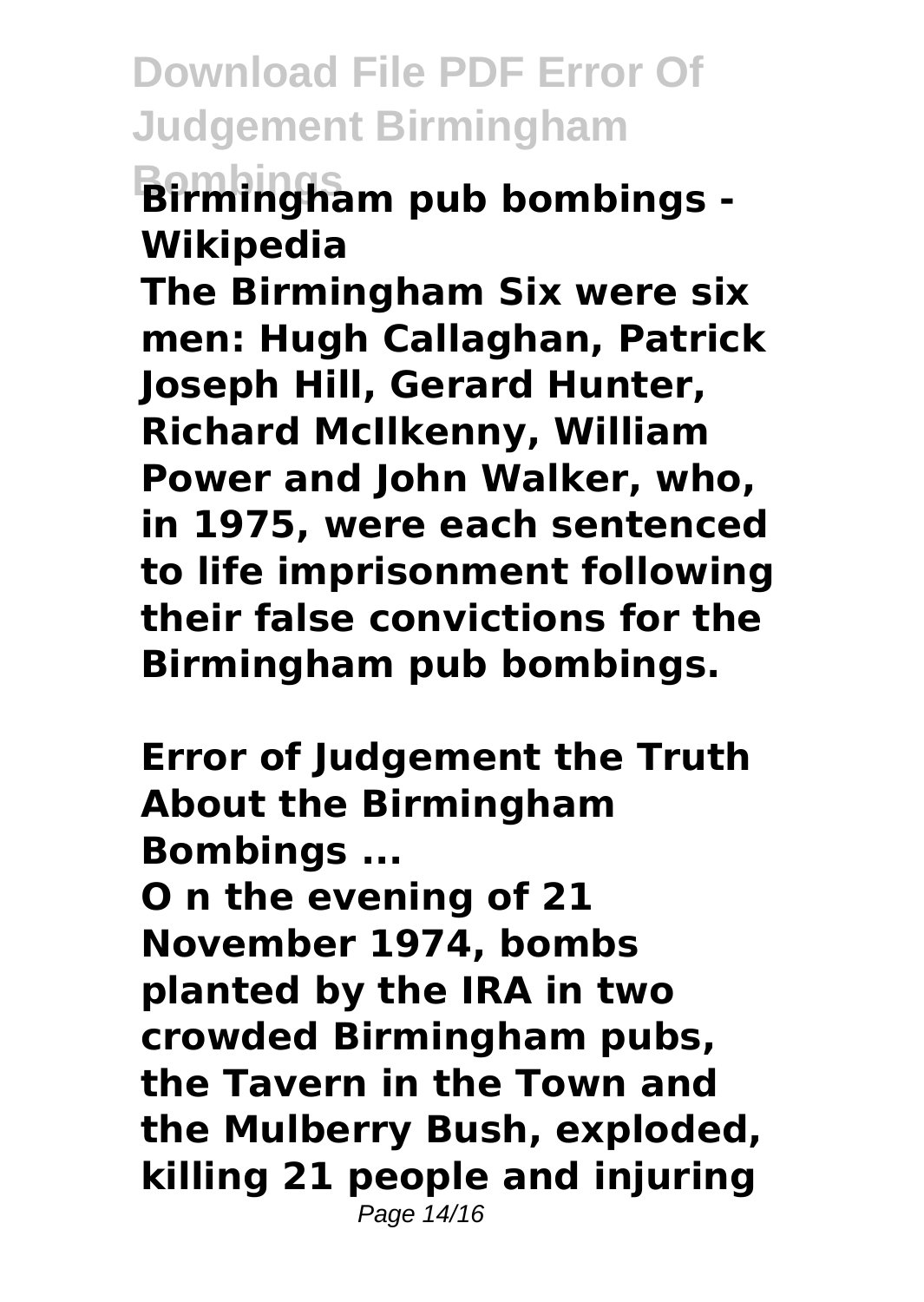**Birmingham pub bombings - Wikipedia**

**The Birmingham Six were six men: Hugh Callaghan, Patrick Joseph Hill, Gerard Hunter, Richard McIlkenny, William Power and John Walker, who, in 1975, were each sentenced to life imprisonment following their false convictions for the Birmingham pub bombings.**

**Error of Judgement the Truth About the Birmingham Bombings ...**

**O n the evening of 21 November 1974, bombs planted by the IRA in two crowded Birmingham pubs, the Tavern in the Town and the Mulberry Bush, exploded, killing 21 people and injuring**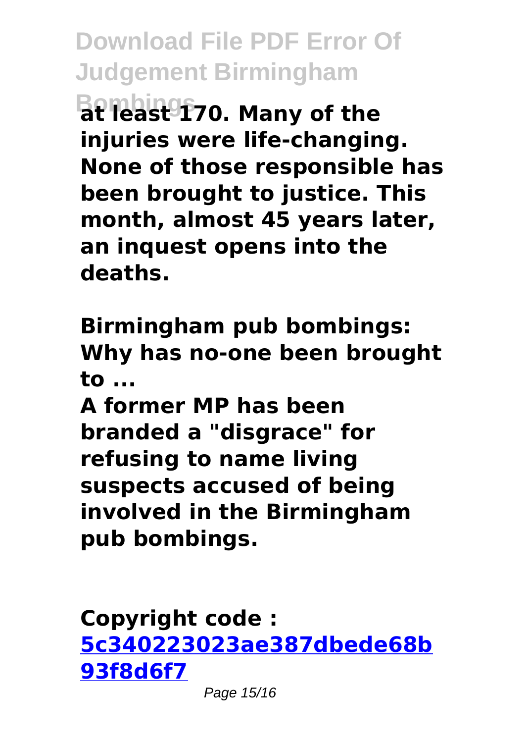at least 170. Many of the injuries were life-changing. None of those responsible has been brought to justice. This month, almost 45 years later, an inquest opens into the deaths.

**Birmingham pub bombings: Why has no-one been brought to ...**

A former MP has been branded a "disgrace" for refusing to name living suspects accused of being involved in the Birmingham pub bombings.

**Copyright code : 5c340223023ae387dbede68b93f8d6f7**